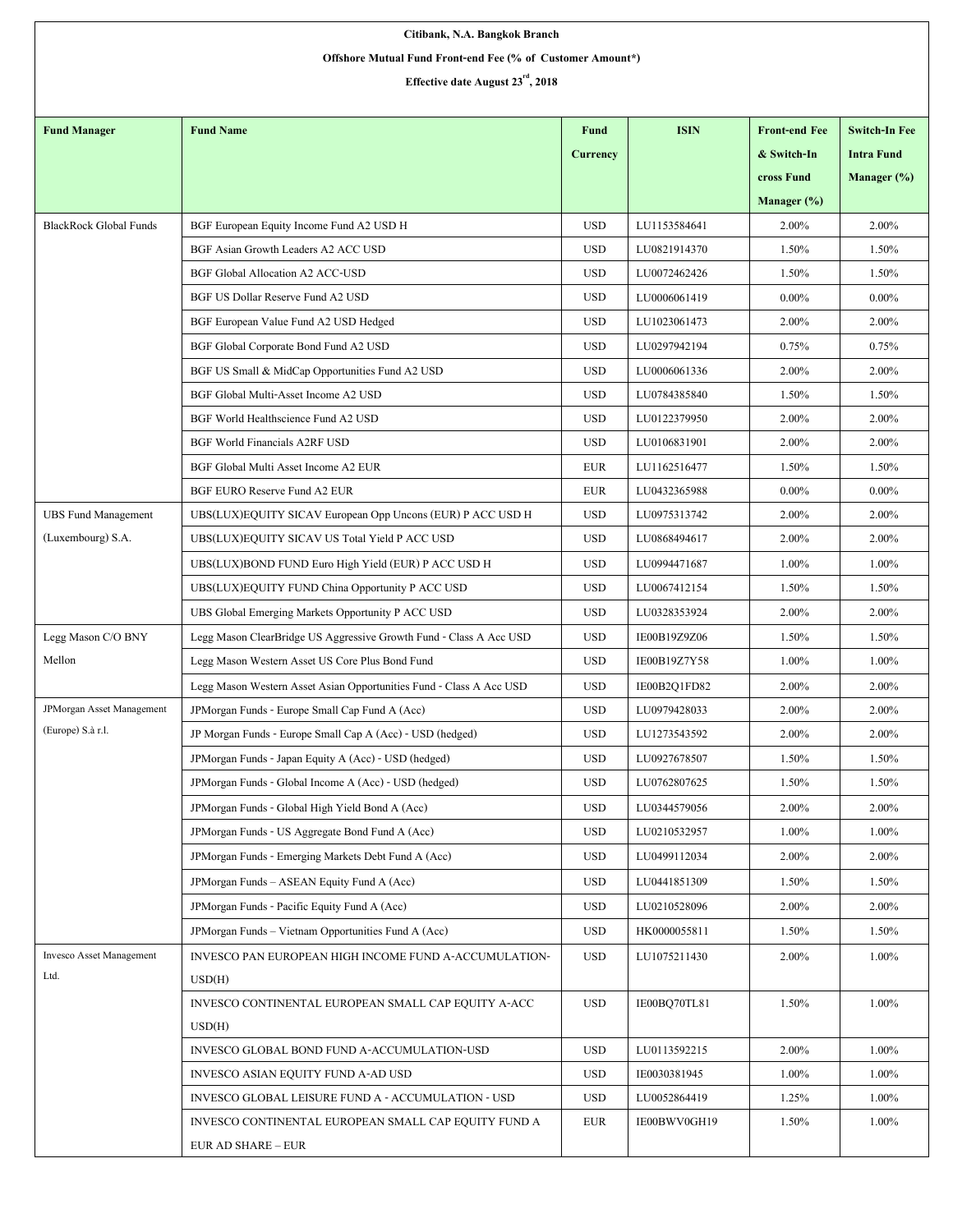**Citibank, N.A. Bangkok Branch**

**Offshore Mutual Fund Front-end Fee (% of Customer Amount*)**

**Effective date August 23rd, 2018**

| Fund Manager | Fund Name | Fund Currency | ISIN | Front-end Fee & Switch-In cross Fund Manager (%) | Switch-In Fee Intra Fund Manager (%) |
|---|---|---|---|---|---|
| BlackRock Global Funds | BGF European Equity Income Fund A2 USD H | USD | LU1153584641 | 2.00% | 2.00% |
| | BGF Asian Growth Leaders A2 ACC USD | USD | LU0821914370 | 1.50% | 1.50% |
| | BGF Global Allocation A2 ACC-USD | USD | LU0072462426 | 1.50% | 1.50% |
| | BGF US Dollar Reserve Fund A2 USD | USD | LU0006061419 | 0.00% | 0.00% |
| | BGF European Value Fund A2 USD Hedged | USD | LU1023061473 | 2.00% | 2.00% |
| | BGF Global Corporate Bond Fund A2 USD | USD | LU0297942194 | 0.75% | 0.75% |
| | BGF US Small & MidCap Opportunities Fund A2 USD | USD | LU0006061336 | 2.00% | 2.00% |
| | BGF Global Multi-Asset Income A2 USD | USD | LU0784385840 | 1.50% | 1.50% |
| | BGF World Healthscience Fund A2 USD | USD | LU0122379950 | 2.00% | 2.00% |
| | BGF World Financials A2RF USD | USD | LU0106831901 | 2.00% | 2.00% |
| | BGF Global Multi Asset Income A2 EUR | EUR | LU1162516477 | 1.50% | 1.50% |
| | BGF EURO Reserve Fund A2 EUR | EUR | LU0432365988 | 0.00% | 0.00% |
| UBS Fund Management (Luxembourg) S.A. | UBS(LUX)EQUITY SICAV European Opp Uncons (EUR) P ACC USD H | USD | LU0975313742 | 2.00% | 2.00% |
| | UBS(LUX)EQUITY SICAV US Total Yield P ACC USD | USD | LU0868494617 | 2.00% | 2.00% |
| | UBS(LUX)BOND FUND Euro High Yield (EUR) P ACC USD H | USD | LU0994471687 | 1.00% | 1.00% |
| | UBS(LUX)EQUITY FUND China Opportunity P ACC USD | USD | LU0067412154 | 1.50% | 1.50% |
| | UBS Global Emerging Markets Opportunity P ACC USD | USD | LU0328353924 | 2.00% | 2.00% |
| Legg Mason C/O BNY Mellon | Legg Mason ClearBridge US Aggressive Growth Fund - Class A Acc USD | USD | IE00B19Z9Z06 | 1.50% | 1.50% |
| | Legg Mason Western Asset US Core Plus Bond Fund | USD | IE00B19Z7Y58 | 1.00% | 1.00% |
| | Legg Mason Western Asset Asian Opportunities Fund - Class A Acc USD | USD | IE00B2Q1FD82 | 2.00% | 2.00% |
| JPMorgan Asset Management (Europe) S.à r.l. | JPMorgan Funds - Europe Small Cap Fund A (Acc) | USD | LU0979428033 | 2.00% | 2.00% |
| | JP Morgan Funds - Europe Small Cap A (Acc) - USD (hedged) | USD | LU1273543592 | 2.00% | 2.00% |
| | JPMorgan Funds - Japan Equity A (Acc) - USD (hedged) | USD | LU0927678507 | 1.50% | 1.50% |
| | JPMorgan Funds - Global Income A (Acc) - USD (hedged) | USD | LU0762807625 | 1.50% | 1.50% |
| | JPMorgan Funds - Global High Yield Bond A (Acc) | USD | LU0344579056 | 2.00% | 2.00% |
| | JPMorgan Funds - US Aggregate Bond Fund A (Acc) | USD | LU0210532957 | 1.00% | 1.00% |
| | JPMorgan Funds - Emerging Markets Debt Fund A (Acc) | USD | LU0499112034 | 2.00% | 2.00% |
| | JPMorgan Funds – ASEAN Equity Fund A (Acc) | USD | LU0441851309 | 1.50% | 1.50% |
| | JPMorgan Funds - Pacific Equity Fund A (Acc) | USD | LU0210528096 | 2.00% | 2.00% |
| | JPMorgan Funds – Vietnam Opportunities Fund A (Acc) | USD | HK0000055811 | 1.50% | 1.50% |
| Invesco Asset Management Ltd. | INVESCO PAN EUROPEAN HIGH INCOME FUND A-ACCUMULATION-USD(H) | USD | LU1075211430 | 2.00% | 1.00% |
| | INVESCO CONTINENTAL EUROPEAN SMALL CAP EQUITY A-ACC USD(H) | USD | IE00BQ70TL81 | 1.50% | 1.00% |
| | INVESCO GLOBAL BOND FUND A-ACCUMULATION-USD | USD | LU0113592215 | 2.00% | 1.00% |
| | INVESCO ASIAN EQUITY FUND A-AD USD | USD | IE0030381945 | 1.00% | 1.00% |
| | INVESCO GLOBAL LEISURE FUND A - ACCUMULATION - USD | USD | LU0052864419 | 1.25% | 1.00% |
| | INVESCO CONTINENTAL EUROPEAN SMALL CAP EQUITY FUND A EUR AD SHARE – EUR | EUR | IE00BWV0GH19 | 1.50% | 1.00% |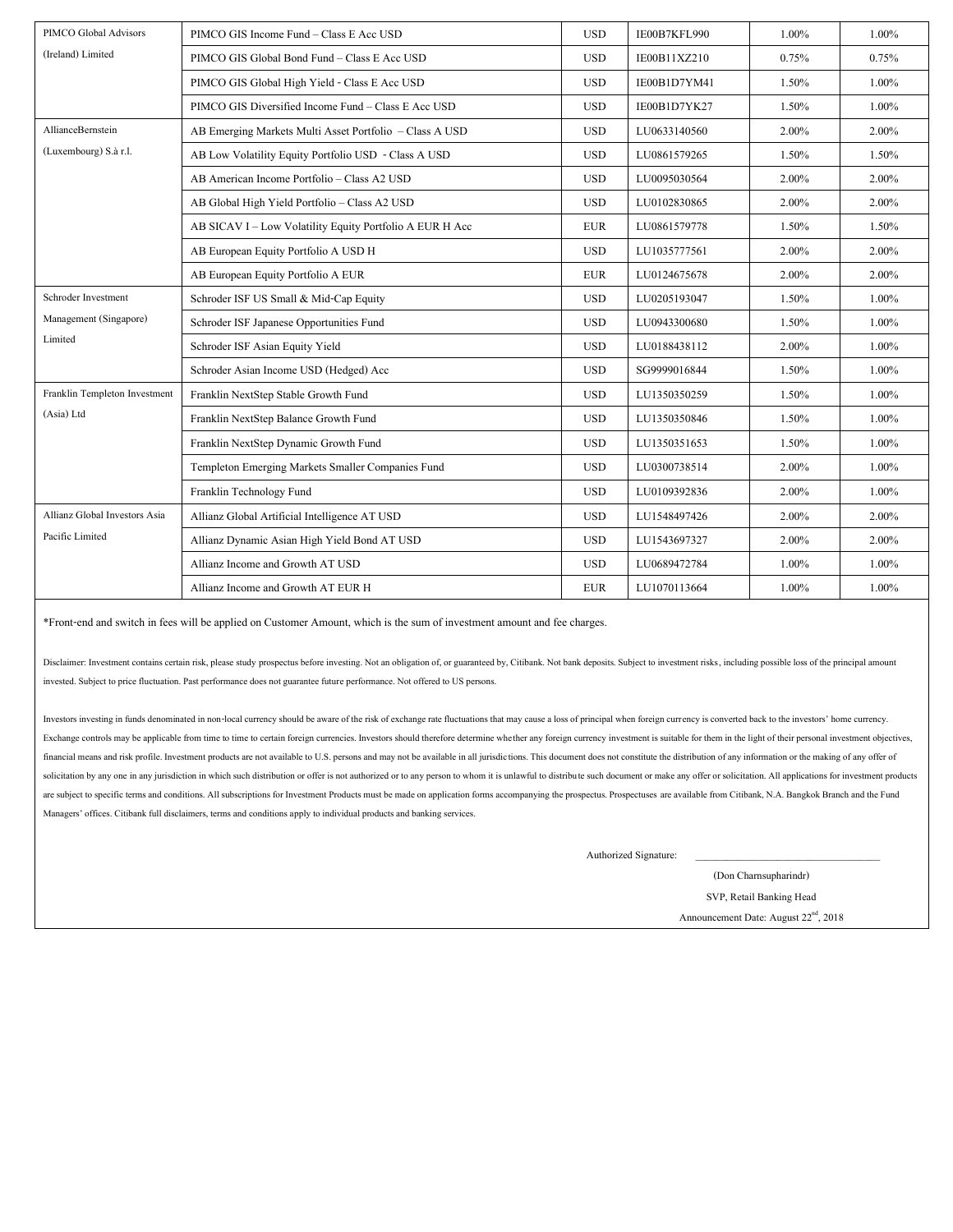| | | | | | |
|---|---|---|---|---|---|
| PIMCO Global Advisors (Ireland) Limited | PIMCO GIS Income Fund – Class E Acc USD | USD | IE00B7KFL990 | 1.00% | 1.00% |
| | PIMCO GIS Global Bond Fund – Class E Acc USD | USD | IE00B11XZ210 | 0.75% | 0.75% |
| | PIMCO GIS Global High Yield - Class E Acc USD | USD | IE00B1D7YM41 | 1.50% | 1.00% |
| | PIMCO GIS Diversified Income Fund – Class E Acc USD | USD | IE00B1D7YK27 | 1.50% | 1.00% |
| AllianceBernstein (Luxembourg) S.à r.l. | AB Emerging Markets Multi Asset Portfolio – Class A USD | USD | LU0633140560 | 2.00% | 2.00% |
| | AB Low Volatility Equity Portfolio USD - Class A USD | USD | LU0861579265 | 1.50% | 1.50% |
| | AB American Income Portfolio – Class A2 USD | USD | LU0095030564 | 2.00% | 2.00% |
| | AB Global High Yield Portfolio – Class A2 USD | USD | LU0102830865 | 2.00% | 2.00% |
| | AB SICAV I – Low Volatility Equity Portfolio A EUR H Acc | EUR | LU0861579778 | 1.50% | 1.50% |
| | AB European Equity Portfolio A USD H | USD | LU1035777561 | 2.00% | 2.00% |
| | AB European Equity Portfolio A EUR | EUR | LU0124675678 | 2.00% | 2.00% |
| Schroder Investment Management (Singapore) Limited | Schroder ISF US Small & Mid-Cap Equity | USD | LU0205193047 | 1.50% | 1.00% |
| | Schroder ISF Japanese Opportunities Fund | USD | LU0943300680 | 1.50% | 1.00% |
| | Schroder ISF Asian Equity Yield | USD | LU0188438112 | 2.00% | 1.00% |
| | Schroder Asian Income USD (Hedged) Acc | USD | SG9999016844 | 1.50% | 1.00% |
| Franklin Templeton Investment (Asia) Ltd | Franklin NextStep Stable Growth Fund | USD | LU1350350259 | 1.50% | 1.00% |
| | Franklin NextStep Balance Growth Fund | USD | LU1350350846 | 1.50% | 1.00% |
| | Franklin NextStep Dynamic Growth Fund | USD | LU1350351653 | 1.50% | 1.00% |
| | Templeton Emerging Markets Smaller Companies Fund | USD | LU0300738514 | 2.00% | 1.00% |
| | Franklin Technology Fund | USD | LU0109392836 | 2.00% | 1.00% |
| Allianz Global Investors Asia Pacific Limited | Allianz Global Artificial Intelligence AT USD | USD | LU1548497426 | 2.00% | 2.00% |
| | Allianz Dynamic Asian High Yield Bond AT USD | USD | LU1543697327 | 2.00% | 2.00% |
| | Allianz Income and Growth AT USD | USD | LU0689472784 | 1.00% | 1.00% |
| | Allianz Income and Growth AT EUR H | EUR | LU1070113664 | 1.00% | 1.00% |

*Front-end and switch in fees will be applied on Customer Amount, which is the sum of investment amount and fee charges.

Disclaimer: Investment contains certain risk, please study prospectus before investing. Not an obligation of, or guaranteed by, Citibank. Not bank deposits. Subject to investment risks, including possible loss of the principal amount invested. Subject to price fluctuation. Past performance does not guarantee future performance. Not offered to US persons.

Investors investing in funds denominated in non-local currency should be aware of the risk of exchange rate fluctuations that may cause a loss of principal when foreign currency is converted back to the investors' home currency. Exchange controls may be applicable from time to time to certain foreign currencies. Investors should therefore determine whether any foreign currency investment is suitable for them in the light of their personal investment objectives, financial means and risk profile. Investment products are not available to U.S. persons and may not be available in all jurisdictions. This document does not constitute the distribution of any information or the making of any offer of solicitation by any one in any jurisdiction in which such distribution or offer is not authorized or to any person to whom it is unlawful to distribute such document or make any offer or solicitation. All applications for investment products are subject to specific terms and conditions. All subscriptions for Investment Products must be made on application forms accompanying the prospectus. Prospectuses are available from Citibank, N.A. Bangkok Branch and the Fund Managers' offices. Citibank full disclaimers, terms and conditions apply to individual products and banking services.

Authorized Signature: ___________________________________

(Don Charnsupharindr)

SVP, Retail Banking Head

Announcement Date: August 22nd, 2018